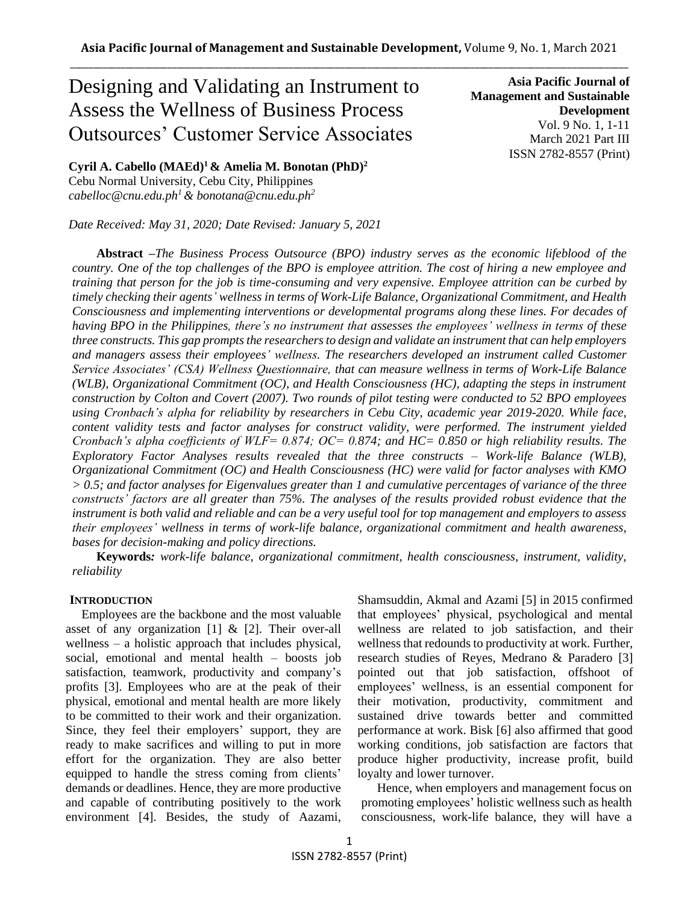# Designing and Validating an Instrument to Assess the Wellness of Business Process Outsources' Customer Service Associates

**Asia Pacific Journal of Management and Sustainable Development**
Vol. 9 No. 1, 1-11
March 2021 Part III
ISSN 2782-8557 (Print)

**Cyril A. Cabello (MAEd)[1] & Amelia M. Bonotan (PhD)[2]**
Cebu Normal University, Cebu City, Philippines
*cabelloc@cnu.edu.ph[1] & bonotana@cnu.edu.ph[2]*

*Date Received: May 31, 2020; Date Revised: January 5, 2021*

**Abstract** *–The Business Process Outsource (BPO) industry serves as the economic lifeblood of the country. One of the top challenges of the BPO is employee attrition. The cost of hiring a new employee and training that person for the job is time-consuming and very expensive. Employee attrition can be curbed by timely checking their agents' wellness in terms of Work-Life Balance, Organizational Commitment, and Health Consciousness and implementing interventions or developmental programs along these lines. For decades of having BPO in the Philippines, there's no instrument that assesses the employees' wellness in terms of these three constructs. This gap prompts the researchers to design and validate an instrument that can help employers and managers assess their employees' wellness. The researchers developed an instrument called Customer Service Associates' (CSA) Wellness Questionnaire, that can measure wellness in terms of Work-Life Balance (WLB), Organizational Commitment (OC), and Health Consciousness (HC), adapting the steps in instrument construction by Colton and Covert (2007). Two rounds of pilot testing were conducted to 52 BPO employees using Cronbach's alpha for reliability by researchers in Cebu City, academic year 2019-2020. While face, content validity tests and factor analyses for construct validity, were performed. The instrument yielded Cronbach's alpha coefficients of WLF= 0.874; OC= 0.874; and HC= 0.850 or high reliability results. The Exploratory Factor Analyses results revealed that the three constructs – Work-life Balance (WLB), Organizational Commitment (OC) and Health Consciousness (HC) were valid for factor analyses with KMO > 0.5; and factor analyses for Eigenvalues greater than 1 and cumulative percentages of variance of the three constructs' factors are all greater than 75%. The analyses of the results provided robust evidence that the instrument is both valid and reliable and can be a very useful tool for top management and employers to assess their employees' wellness in terms of work-life balance, organizational commitment and health awareness, bases for decision-making and policy directions.*

**Keywords***: work-life balance, organizational commitment, health consciousness, instrument, validity, reliability*

## INTRODUCTION

Employees are the backbone and the most valuable asset of any organization [1] & [2]. Their over-all wellness – a holistic approach that includes physical, social, emotional and mental health – boosts job satisfaction, teamwork, productivity and company's profits [3]. Employees who are at the peak of their physical, emotional and mental health are more likely to be committed to their work and their organization. Since, they feel their employers' support, they are ready to make sacrifices and willing to put in more effort for the organization. They are also better equipped to handle the stress coming from clients' demands or deadlines. Hence, they are more productive and capable of contributing positively to the work environment [4]. Besides, the study of Aazami, Shamsuddin, Akmal and Azami [5] in 2015 confirmed that employees' physical, psychological and mental wellness are related to job satisfaction, and their wellness that redounds to productivity at work. Further, research studies of Reyes, Medrano & Paradero [3] pointed out that job satisfaction, offshoot of employees' wellness, is an essential component for their motivation, productivity, commitment and sustained drive towards better and committed performance at work. Bisk [6] also affirmed that good working conditions, job satisfaction are factors that produce higher productivity, increase profit, build loyalty and lower turnover.

Hence, when employers and management focus on promoting employees' holistic wellness such as health consciousness, work-life balance, they will have a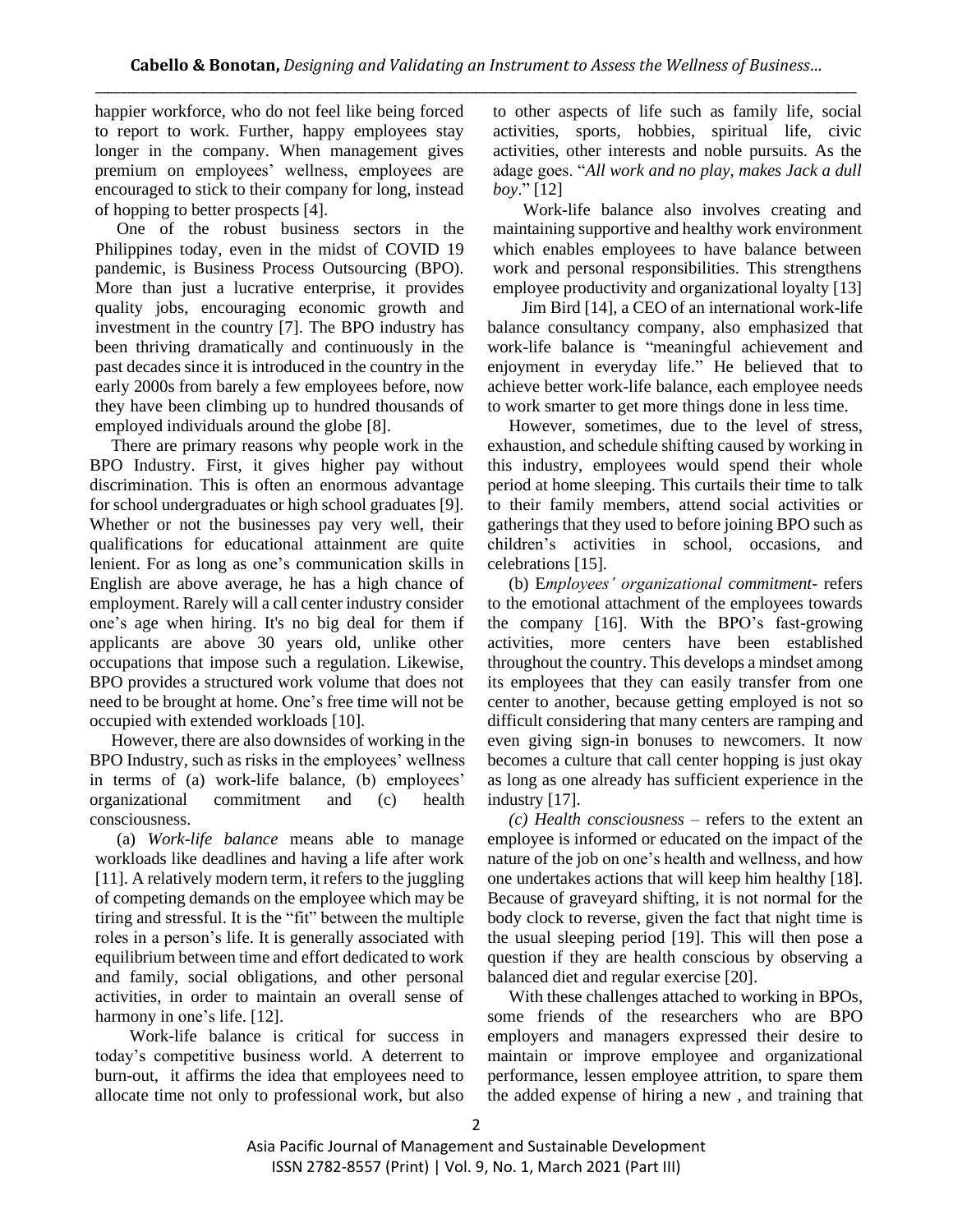happier workforce, who do not feel like being forced to report to work. Further, happy employees stay longer in the company. When management gives premium on employees' wellness, employees are encouraged to stick to their company for long, instead of hopping to better prospects [4].

One of the robust business sectors in the Philippines today, even in the midst of COVID 19 pandemic, is Business Process Outsourcing (BPO). More than just a lucrative enterprise, it provides quality jobs, encouraging economic growth and investment in the country [7]. The BPO industry has been thriving dramatically and continuously in the past decades since it is introduced in the country in the early 2000s from barely a few employees before, now they have been climbing up to hundred thousands of employed individuals around the globe [8].

There are primary reasons why people work in the BPO Industry. First, it gives higher pay without discrimination. This is often an enormous advantage for school undergraduates or high school graduates [9]. Whether or not the businesses pay very well, their qualifications for educational attainment are quite lenient. For as long as one's communication skills in English are above average, he has a high chance of employment. Rarely will a call center industry consider one's age when hiring. It's no big deal for them if applicants are above 30 years old, unlike other occupations that impose such a regulation. Likewise, BPO provides a structured work volume that does not need to be brought at home. One's free time will not be occupied with extended workloads [10].

However, there are also downsides of working in the BPO Industry, such as risks in the employees' wellness in terms of (a) work-life balance, (b) employees' organizational commitment and (c) health consciousness.

(a) *Work-life balance* means able to manage workloads like deadlines and having a life after work [11]. A relatively modern term, it refers to the juggling of competing demands on the employee which may be tiring and stressful. It is the "fit" between the multiple roles in a person's life. It is generally associated with equilibrium between time and effort dedicated to work and family, social obligations, and other personal activities, in order to maintain an overall sense of harmony in one's life. [12].

Work-life balance is critical for success in today's competitive business world. A deterrent to burn-out, it affirms the idea that employees need to allocate time not only to professional work, but also to other aspects of life such as family life, social activities, sports, hobbies, spiritual life, civic activities, other interests and noble pursuits. As the adage goes. "*All work and no play, makes Jack a dull boy*." [12]

Work-life balance also involves creating and maintaining supportive and healthy work environment which enables employees to have balance between work and personal responsibilities. This strengthens employee productivity and organizational loyalty [13]

Jim Bird [14], a CEO of an international work-life balance consultancy company, also emphasized that work-life balance is "meaningful achievement and enjoyment in everyday life." He believed that to achieve better work-life balance, each employee needs to work smarter to get more things done in less time.

However, sometimes, due to the level of stress, exhaustion, and schedule shifting caused by working in this industry, employees would spend their whole period at home sleeping. This curtails their time to talk to their family members, attend social activities or gatherings that they used to before joining BPO such as children's activities in school, occasions, and celebrations [15].

(b) E*mployees' organizational commitment*- refers to the emotional attachment of the employees towards the company [16]. With the BPO's fast-growing activities, more centers have been established throughout the country. This develops a mindset among its employees that they can easily transfer from one center to another, because getting employed is not so difficult considering that many centers are ramping and even giving sign-in bonuses to newcomers. It now becomes a culture that call center hopping is just okay as long as one already has sufficient experience in the industry [17].

*(c) Health consciousness* – refers to the extent an employee is informed or educated on the impact of the nature of the job on one's health and wellness, and how one undertakes actions that will keep him healthy [18]. Because of graveyard shifting, it is not normal for the body clock to reverse, given the fact that night time is the usual sleeping period [19]. This will then pose a question if they are health conscious by observing a balanced diet and regular exercise [20].

With these challenges attached to working in BPOs, some friends of the researchers who are BPO employers and managers expressed their desire to maintain or improve employee and organizational performance, lessen employee attrition, to spare them the added expense of hiring a new , and training that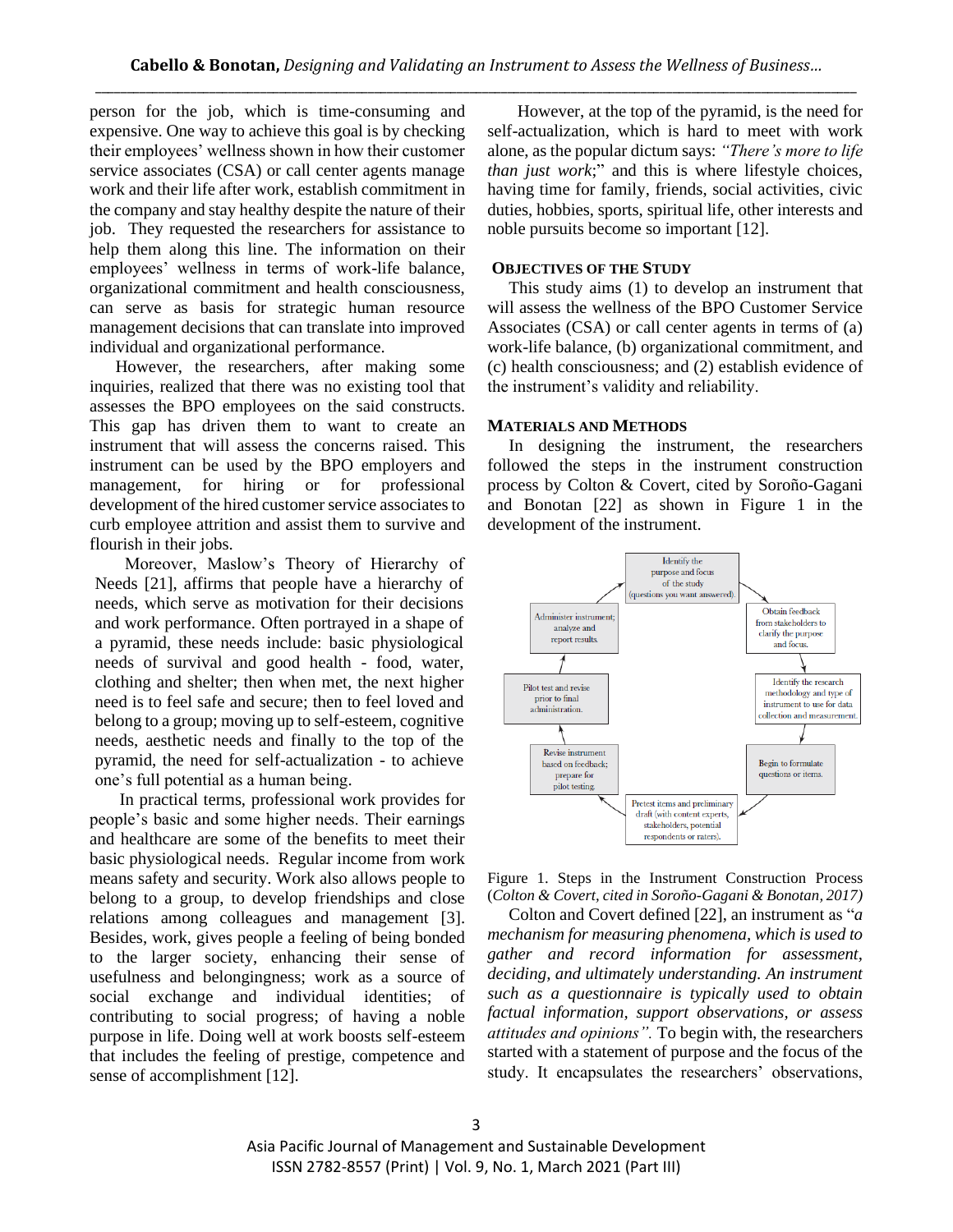person for the job, which is time-consuming and expensive. One way to achieve this goal is by checking their employees' wellness shown in how their customer service associates (CSA) or call center agents manage work and their life after work, establish commitment in the company and stay healthy despite the nature of their job. They requested the researchers for assistance to help them along this line. The information on their employees' wellness in terms of work-life balance, organizational commitment and health consciousness, can serve as basis for strategic human resource management decisions that can translate into improved individual and organizational performance.

However, the researchers, after making some inquiries, realized that there was no existing tool that assesses the BPO employees on the said constructs. This gap has driven them to want to create an instrument that will assess the concerns raised. This instrument can be used by the BPO employers and management, for hiring or for professional development of the hired customer service associates to curb employee attrition and assist them to survive and flourish in their jobs.

Moreover, Maslow's Theory of Hierarchy of Needs [21], affirms that people have a hierarchy of needs, which serve as motivation for their decisions and work performance. Often portrayed in a shape of a pyramid, these needs include: basic physiological needs of survival and good health - food, water, clothing and shelter; then when met, the next higher need is to feel safe and secure; then to feel loved and belong to a group; moving up to self-esteem, cognitive needs, aesthetic needs and finally to the top of the pyramid, the need for self-actualization - to achieve one's full potential as a human being.

In practical terms, professional work provides for people's basic and some higher needs. Their earnings and healthcare are some of the benefits to meet their basic physiological needs. Regular income from work means safety and security. Work also allows people to belong to a group, to develop friendships and close relations among colleagues and management [3]. Besides, work, gives people a feeling of being bonded to the larger society, enhancing their sense of usefulness and belongingness; work as a source of social exchange and individual identities; of contributing to social progress; of having a noble purpose in life. Doing well at work boosts self-esteem that includes the feeling of prestige, competence and sense of accomplishment [12].

However, at the top of the pyramid, is the need for self-actualization, which is hard to meet with work alone, as the popular dictum says: *"There's more to life than just work*;" and this is where lifestyle choices, having time for family, friends, social activities, civic duties, hobbies, sports, spiritual life, other interests and noble pursuits become so important [12].

## OBJECTIVES OF THE STUDY

This study aims (1) to develop an instrument that will assess the wellness of the BPO Customer Service Associates (CSA) or call center agents in terms of (a) work-life balance, (b) organizational commitment, and (c) health consciousness; and (2) establish evidence of the instrument's validity and reliability.

## MATERIALS AND METHODS

In designing the instrument, the researchers followed the steps in the instrument construction process by Colton & Covert, cited by Soroño-Gagani and Bonotan [22] as shown in Figure 1 in the development of the instrument.

Identify the purpose and focus of the study (questions you want answered). → Obtain feedback from stakeholders to clarify the purpose and focus. → Identify the research methodology and type of instrument to use for data collection and measurement. → Begin to formulate questions or items. → Pretest items and preliminary draft (with content experts, stakeholders, potential respondents or raters). → Revise instrument based on feedback; prepare for pilot testing. → Pilot test and revise prior to final administration. → Administer instrument; analyze and report results. → (back to) Identify the purpose and focus of the study.

Figure 1. Steps in the Instrument Construction Process (*Colton & Covert, cited in Soroño-Gagani & Bonotan, 2017)*

Colton and Covert defined [22], an instrument as "*a mechanism for measuring phenomena, which is used to gather and record information for assessment, deciding, and ultimately understanding. An instrument such as a questionnaire is typically used to obtain factual information, support observations, or assess attitudes and opinions".* To begin with, the researchers started with a statement of purpose and the focus of the study. It encapsulates the researchers' observations,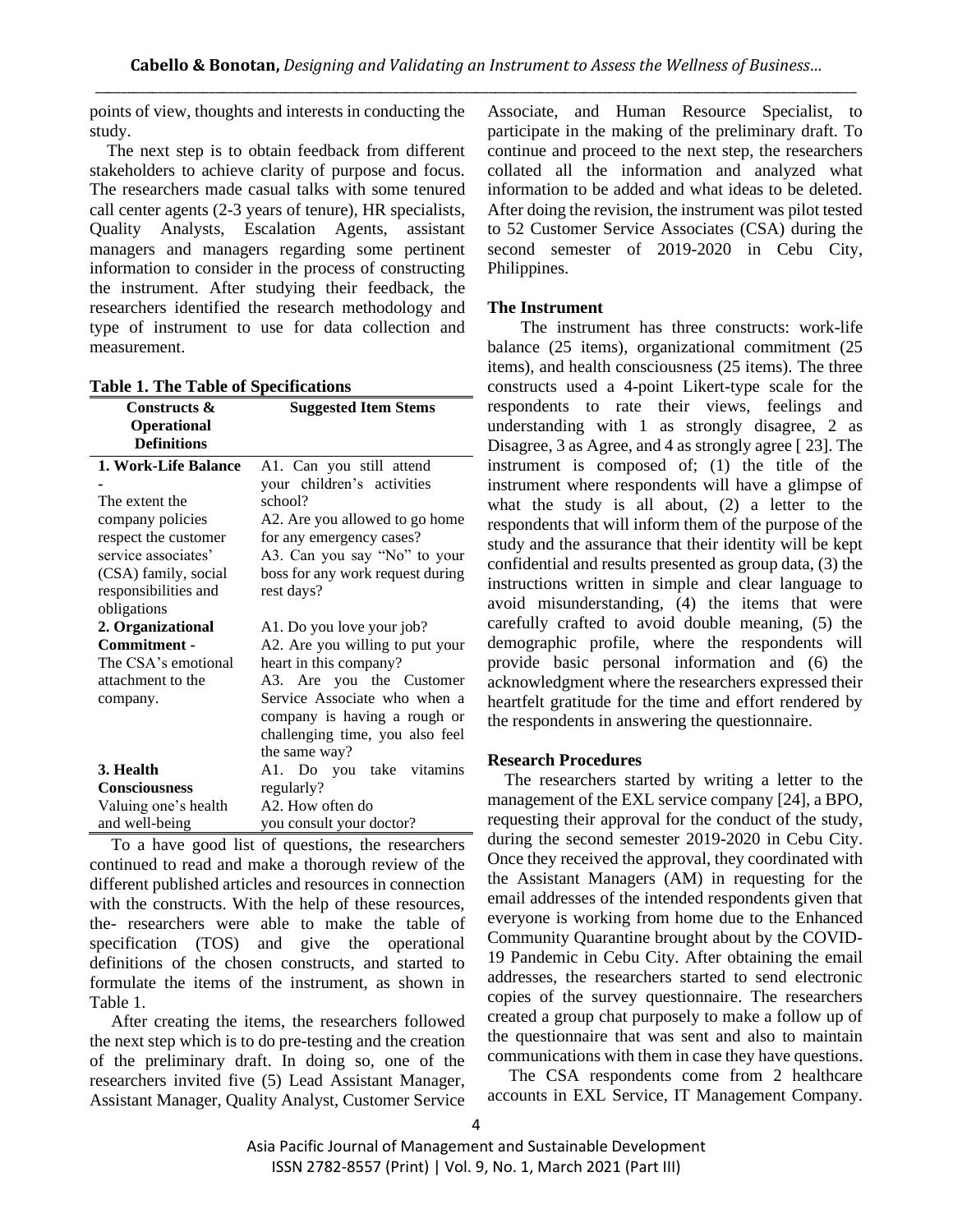points of view, thoughts and interests in conducting the study.

The next step is to obtain feedback from different stakeholders to achieve clarity of purpose and focus. The researchers made casual talks with some tenured call center agents (2-3 years of tenure), HR specialists, Quality Analysts, Escalation Agents, assistant managers and managers regarding some pertinent information to consider in the process of constructing the instrument. After studying their feedback, the researchers identified the research methodology and type of instrument to use for data collection and measurement.

**Table 1. The Table of Specifications**

| Constructs & Operational Definitions | Suggested Item Stems |
|---|---|
| **1. Work-Life Balance -** The extent the company policies respect the customer service associates' (CSA) family, social responsibilities and obligations | A1. Can you still attend your children's activities school? A2. Are you allowed to go home for any emergency cases? A3. Can you say "No" to your boss for any work request during rest days? |
| **2. Organizational Commitment -** The CSA's emotional attachment to the company. | A1. Do you love your job? A2. Are you willing to put your heart in this company? A3. Are you the Customer Service Associate who when a company is having a rough or challenging time, you also feel the same way? |
| **3. Health Consciousness** Valuing one's health and well-being | A1. Do you take vitamins regularly? A2. How often do you consult your doctor? |

To a have good list of questions, the researchers continued to read and make a thorough review of the different published articles and resources in connection with the constructs. With the help of these resources, the- researchers were able to make the table of specification (TOS) and give the operational definitions of the chosen constructs, and started to formulate the items of the instrument, as shown in Table 1.

After creating the items, the researchers followed the next step which is to do pre-testing and the creation of the preliminary draft. In doing so, one of the researchers invited five (5) Lead Assistant Manager, Assistant Manager, Quality Analyst, Customer Service Associate, and Human Resource Specialist, to participate in the making of the preliminary draft. To continue and proceed to the next step, the researchers collated all the information and analyzed what information to be added and what ideas to be deleted. After doing the revision, the instrument was pilot tested to 52 Customer Service Associates (CSA) during the second semester of 2019-2020 in Cebu City, Philippines.

### The Instrument

The instrument has three constructs: work-life balance (25 items), organizational commitment (25 items), and health consciousness (25 items). The three constructs used a 4-point Likert-type scale for the respondents to rate their views, feelings and understanding with 1 as strongly disagree, 2 as Disagree, 3 as Agree, and 4 as strongly agree [ 23]. The instrument is composed of; (1) the title of the instrument where respondents will have a glimpse of what the study is all about, (2) a letter to the respondents that will inform them of the purpose of the study and the assurance that their identity will be kept confidential and results presented as group data, (3) the instructions written in simple and clear language to avoid misunderstanding, (4) the items that were carefully crafted to avoid double meaning, (5) the demographic profile, where the respondents will provide basic personal information and (6) the acknowledgment where the researchers expressed their heartfelt gratitude for the time and effort rendered by the respondents in answering the questionnaire.

### Research Procedures

The researchers started by writing a letter to the management of the EXL service company [24], a BPO, requesting their approval for the conduct of the study, during the second semester 2019-2020 in Cebu City. Once they received the approval, they coordinated with the Assistant Managers (AM) in requesting for the email addresses of the intended respondents given that everyone is working from home due to the Enhanced Community Quarantine brought about by the COVID-19 Pandemic in Cebu City. After obtaining the email addresses, the researchers started to send electronic copies of the survey questionnaire. The researchers created a group chat purposely to make a follow up of the questionnaire that was sent and also to maintain communications with them in case they have questions.

The CSA respondents come from 2 healthcare accounts in EXL Service, IT Management Company.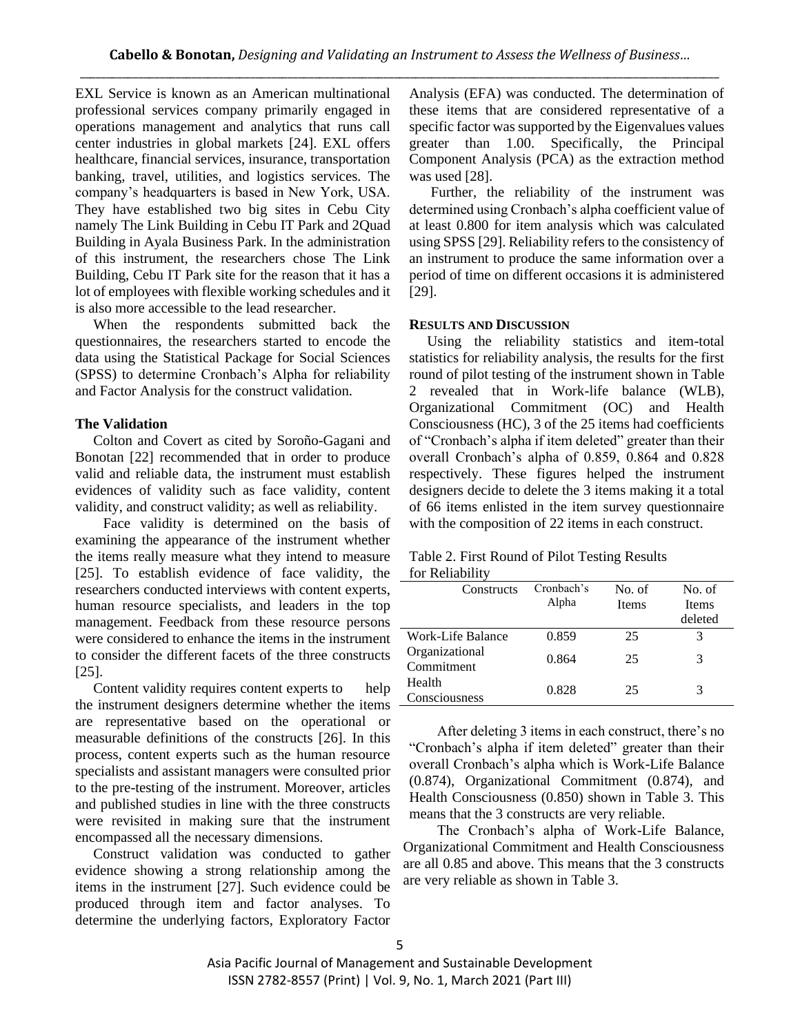EXL Service is known as an American multinational professional services company primarily engaged in operations management and analytics that runs call center industries in global markets [24]. EXL offers healthcare, financial services, insurance, transportation banking, travel, utilities, and logistics services. The company's headquarters is based in New York, USA. They have established two big sites in Cebu City namely The Link Building in Cebu IT Park and 2Quad Building in Ayala Business Park. In the administration of this instrument, the researchers chose The Link Building, Cebu IT Park site for the reason that it has a lot of employees with flexible working schedules and it is also more accessible to the lead researcher.

When the respondents submitted back the questionnaires, the researchers started to encode the data using the Statistical Package for Social Sciences (SPSS) to determine Cronbach's Alpha for reliability and Factor Analysis for the construct validation.

### The Validation

Colton and Covert as cited by Soroño-Gagani and Bonotan [22] recommended that in order to produce valid and reliable data, the instrument must establish evidences of validity such as face validity, content validity, and construct validity; as well as reliability.

Face validity is determined on the basis of examining the appearance of the instrument whether the items really measure what they intend to measure [25]. To establish evidence of face validity, the researchers conducted interviews with content experts, human resource specialists, and leaders in the top management. Feedback from these resource persons were considered to enhance the items in the instrument to consider the different facets of the three constructs [25].

Content validity requires content experts to help the instrument designers determine whether the items are representative based on the operational or measurable definitions of the constructs [26]. In this process, content experts such as the human resource specialists and assistant managers were consulted prior to the pre-testing of the instrument. Moreover, articles and published studies in line with the three constructs were revisited in making sure that the instrument encompassed all the necessary dimensions.

Construct validation was conducted to gather evidence showing a strong relationship among the items in the instrument [27]. Such evidence could be produced through item and factor analyses. To determine the underlying factors, Exploratory Factor Analysis (EFA) was conducted. The determination of these items that are considered representative of a specific factor was supported by the Eigenvalues values greater than 1.00. Specifically, the Principal Component Analysis (PCA) as the extraction method was used [28].

Further, the reliability of the instrument was determined using Cronbach's alpha coefficient value of at least 0.800 for item analysis which was calculated using SPSS [29]. Reliability refers to the consistency of an instrument to produce the same information over a period of time on different occasions it is administered [29].

## RESULTS AND DISCUSSION

Using the reliability statistics and item-total statistics for reliability analysis, the results for the first round of pilot testing of the instrument shown in Table 2 revealed that in Work-life balance (WLB), Organizational Commitment (OC) and Health Consciousness (HC), 3 of the 25 items had coefficients of "Cronbach's alpha if item deleted" greater than their overall Cronbach's alpha of 0.859, 0.864 and 0.828 respectively. These figures helped the instrument designers decide to delete the 3 items making it a total of 66 items enlisted in the item survey questionnaire with the composition of 22 items in each construct.

Table 2. First Round of Pilot Testing Results for Reliability

| Constructs | Cronbach's Alpha | No. of Items | No. of Items deleted |
|---|---|---|---|
| Work-Life Balance | 0.859 | 25 | 3 |
| Organizational Commitment | 0.864 | 25 | 3 |
| Health Consciousness | 0.828 | 25 | 3 |

After deleting 3 items in each construct, there's no "Cronbach's alpha if item deleted" greater than their overall Cronbach's alpha which is Work-Life Balance (0.874), Organizational Commitment (0.874), and Health Consciousness (0.850) shown in Table 3. This means that the 3 constructs are very reliable.

The Cronbach's alpha of Work-Life Balance, Organizational Commitment and Health Consciousness are all 0.85 and above. This means that the 3 constructs are very reliable as shown in Table 3.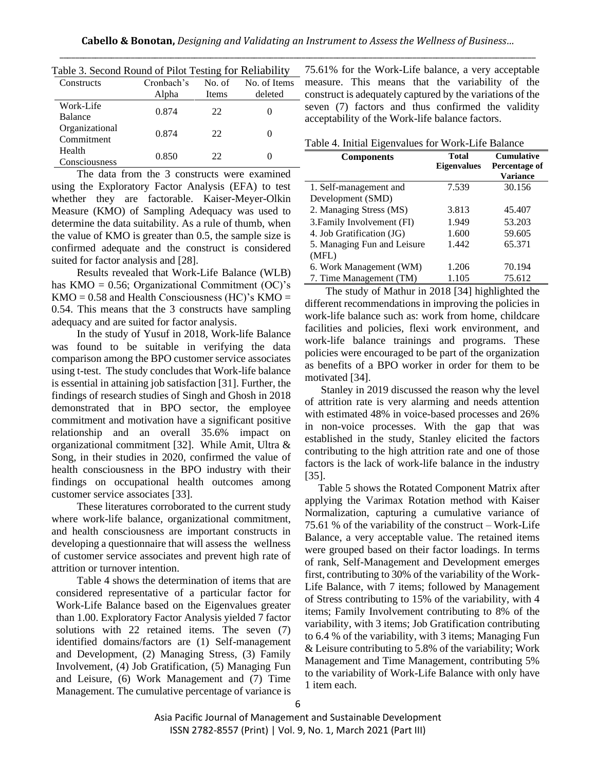Table 3. Second Round of Pilot Testing for Reliability

| Constructs | Cronbach's Alpha | No. of Items | No. of Items deleted |
|---|---|---|---|
| Work-Life Balance | 0.874 | 22 | 0 |
| Organizational Commitment | 0.874 | 22 | 0 |
| Health Consciousness | 0.850 | 22 | 0 |

The data from the 3 constructs were examined using the Exploratory Factor Analysis (EFA) to test whether they are factorable. Kaiser-Meyer-Olkin Measure (KMO) of Sampling Adequacy was used to determine the data suitability. As a rule of thumb, when the value of KMO is greater than 0.5, the sample size is confirmed adequate and the construct is considered suited for factor analysis and [28].

Results revealed that Work-Life Balance (WLB) has KMO = 0.56; Organizational Commitment (OC)'s KMO = 0.58 and Health Consciousness (HC)'s KMO = 0.54. This means that the 3 constructs have sampling adequacy and are suited for factor analysis.

In the study of Yusuf in 2018, Work-life Balance was found to be suitable in verifying the data comparison among the BPO customer service associates using t-test. The study concludes that Work-life balance is essential in attaining job satisfaction [31]. Further, the findings of research studies of Singh and Ghosh in 2018 demonstrated that in BPO sector, the employee commitment and motivation have a significant positive relationship and an overall 35.6% impact on organizational commitment [32]. While Amit, Ultra & Song, in their studies in 2020, confirmed the value of health consciousness in the BPO industry with their findings on occupational health outcomes among customer service associates [33].

These literatures corroborated to the current study where work-life balance, organizational commitment, and health consciousness are important constructs in developing a questionnaire that will assess the wellness of customer service associates and prevent high rate of attrition or turnover intention.

Table 4 shows the determination of items that are considered representative of a particular factor for Work-Life Balance based on the Eigenvalues greater than 1.00. Exploratory Factor Analysis yielded 7 factor solutions with 22 retained items. The seven (7) identified domains/factors are (1) Self-management and Development, (2) Managing Stress, (3) Family Involvement, (4) Job Gratification, (5) Managing Fun and Leisure, (6) Work Management and (7) Time Management. The cumulative percentage of variance is 75.61% for the Work-Life balance, a very acceptable measure. This means that the variability of the construct is adequately captured by the variations of the seven (7) factors and thus confirmed the validity acceptability of the Work-life balance factors.

Table 4. Initial Eigenvalues for Work-Life Balance

| Components | Total Eigenvalues | Cumulative Percentage of Variance |
|---|---|---|
| 1. Self-management and Development (SMD) | 7.539 | 30.156 |
| 2. Managing Stress (MS) | 3.813 | 45.407 |
| 3.Family Involvement (FI) | 1.949 | 53.203 |
| 4. Job Gratification (JG) | 1.600 | 59.605 |
| 5. Managing Fun and Leisure (MFL) | 1.442 | 65.371 |
| 6. Work Management (WM) | 1.206 | 70.194 |
| 7. Time Management (TM) | 1.105 | 75.612 |

The study of Mathur in 2018 [34] highlighted the different recommendations in improving the policies in work-life balance such as: work from home, childcare facilities and policies, flexi work environment, and work-life balance trainings and programs. These policies were encouraged to be part of the organization as benefits of a BPO worker in order for them to be motivated [34].

Stanley in 2019 discussed the reason why the level of attrition rate is very alarming and needs attention with estimated 48% in voice-based processes and 26% in non-voice processes. With the gap that was established in the study, Stanley elicited the factors contributing to the high attrition rate and one of those factors is the lack of work-life balance in the industry [35].

Table 5 shows the Rotated Component Matrix after applying the Varimax Rotation method with Kaiser Normalization, capturing a cumulative variance of 75.61 % of the variability of the construct – Work-Life Balance, a very acceptable value. The retained items were grouped based on their factor loadings. In terms of rank, Self-Management and Development emerges first, contributing to 30% of the variability of the Work-Life Balance, with 7 items; followed by Management of Stress contributing to 15% of the variability, with 4 items; Family Involvement contributing to 8% of the variability, with 3 items; Job Gratification contributing to 6.4 % of the variability, with 3 items; Managing Fun & Leisure contributing to 5.8% of the variability; Work Management and Time Management, contributing 5% to the variability of Work-Life Balance with only have 1 item each.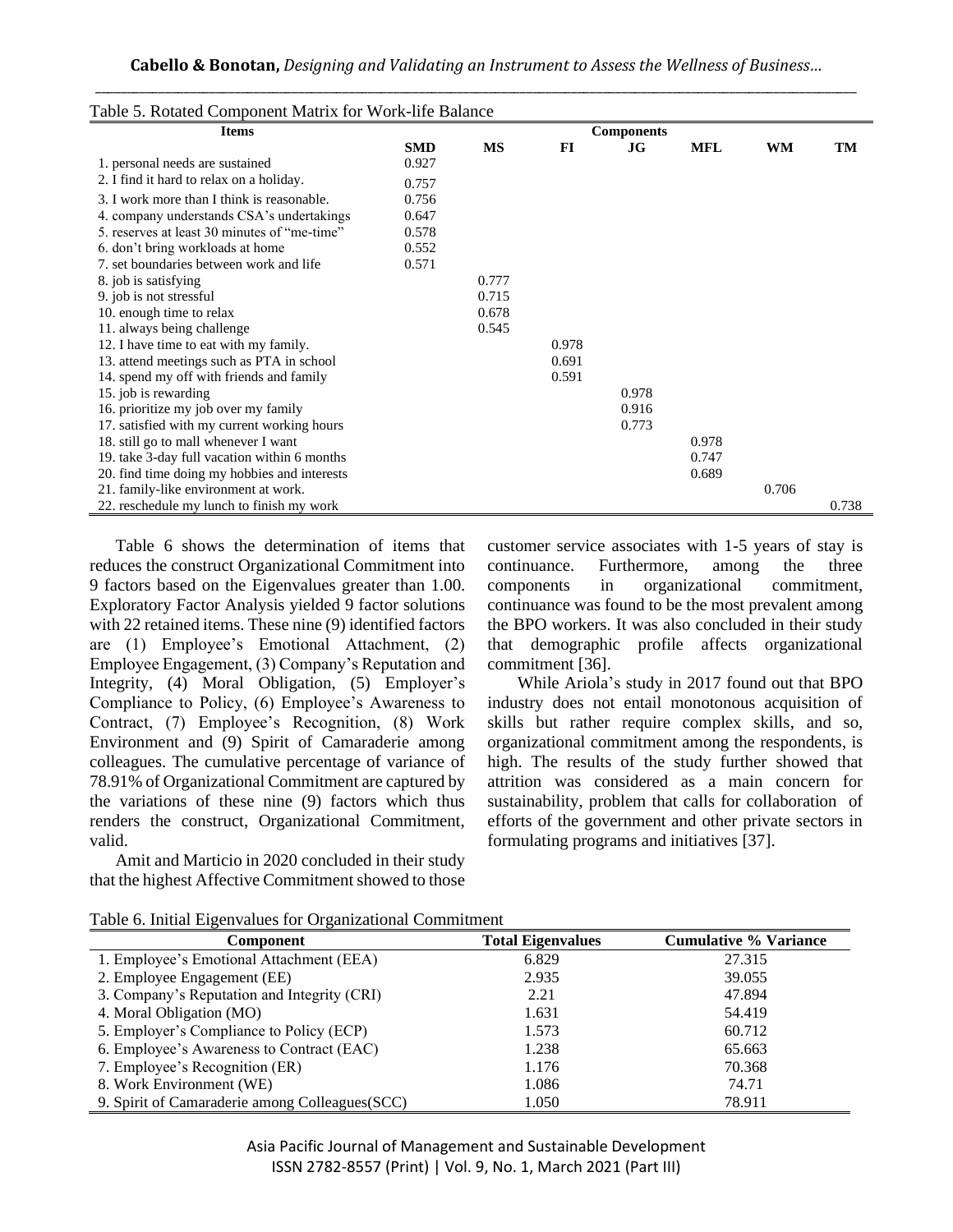Table 5. Rotated Component Matrix for Work-life Balance

| Items | Components | | | | | | |
|---|---|---|---|---|---|---|---|
| | SMD | MS | FI | JG | MFL | WM | TM |
| 1. personal needs are sustained | 0.927 | | | | | | |
| 2. I find it hard to relax on a holiday. | 0.757 | | | | | | |
| 3. I work more than I think is reasonable. | 0.756 | | | | | | |
| 4. company understands CSA's undertakings | 0.647 | | | | | | |
| 5. reserves at least 30 minutes of "me-time" | 0.578 | | | | | | |
| 6. don't bring workloads at home | 0.552 | | | | | | |
| 7. set boundaries between work and life | 0.571 | | | | | | |
| 8. job is satisfying | | 0.777 | | | | | |
| 9. job is not stressful | | 0.715 | | | | | |
| 10. enough time to relax | | 0.678 | | | | | |
| 11. always being challenge | | 0.545 | | | | | |
| 12. I have time to eat with my family. | | | 0.978 | | | | |
| 13. attend meetings such as PTA in school | | | 0.691 | | | | |
| 14. spend my off with friends and family | | | 0.591 | | | | |
| 15. job is rewarding | | | | 0.978 | | | |
| 16. prioritize my job over my family | | | | 0.916 | | | |
| 17. satisfied with my current working hours | | | | 0.773 | | | |
| 18. still go to mall whenever I want | | | | | 0.978 | | |
| 19. take 3-day full vacation within 6 months | | | | | 0.747 | | |
| 20. find time doing my hobbies and interests | | | | | 0.689 | | |
| 21. family-like environment at work. | | | | | | 0.706 | |
| 22. reschedule my lunch to finish my work | | | | | | | 0.738 |

Table 6 shows the determination of items that reduces the construct Organizational Commitment into 9 factors based on the Eigenvalues greater than 1.00. Exploratory Factor Analysis yielded 9 factor solutions with 22 retained items. These nine (9) identified factors are (1) Employee's Emotional Attachment, (2) Employee Engagement, (3) Company's Reputation and Integrity, (4) Moral Obligation, (5) Employer's Compliance to Policy, (6) Employee's Awareness to Contract, (7) Employee's Recognition, (8) Work Environment and (9) Spirit of Camaraderie among colleagues. The cumulative percentage of variance of 78.91% of Organizational Commitment are captured by the variations of these nine (9) factors which thus renders the construct, Organizational Commitment, valid.

Amit and Marticio in 2020 concluded in their study that the highest Affective Commitment showed to those customer service associates with 1-5 years of stay is continuance. Furthermore, among the three components in organizational commitment, continuance was found to be the most prevalent among the BPO workers. It was also concluded in their study that demographic profile affects organizational commitment [36].

While Ariola's study in 2017 found out that BPO industry does not entail monotonous acquisition of skills but rather require complex skills, and so, organizational commitment among the respondents, is high. The results of the study further showed that attrition was considered as a main concern for sustainability, problem that calls for collaboration of efforts of the government and other private sectors in formulating programs and initiatives [37].

Table 6. Initial Eigenvalues for Organizational Commitment

| Component | Total Eigenvalues | Cumulative % Variance |
|---|---|---|
| 1. Employee's Emotional Attachment (EEA) | 6.829 | 27.315 |
| 2. Employee Engagement (EE) | 2.935 | 39.055 |
| 3. Company's Reputation and Integrity (CRI) | 2.21 | 47.894 |
| 4. Moral Obligation (MO) | 1.631 | 54.419 |
| 5. Employer's Compliance to Policy (ECP) | 1.573 | 60.712 |
| 6. Employee's Awareness to Contract (EAC) | 1.238 | 65.663 |
| 7. Employee's Recognition (ER) | 1.176 | 70.368 |
| 8. Work Environment (WE) | 1.086 | 74.71 |
| 9. Spirit of Camaraderie among Colleagues(SCC) | 1.050 | 78.911 |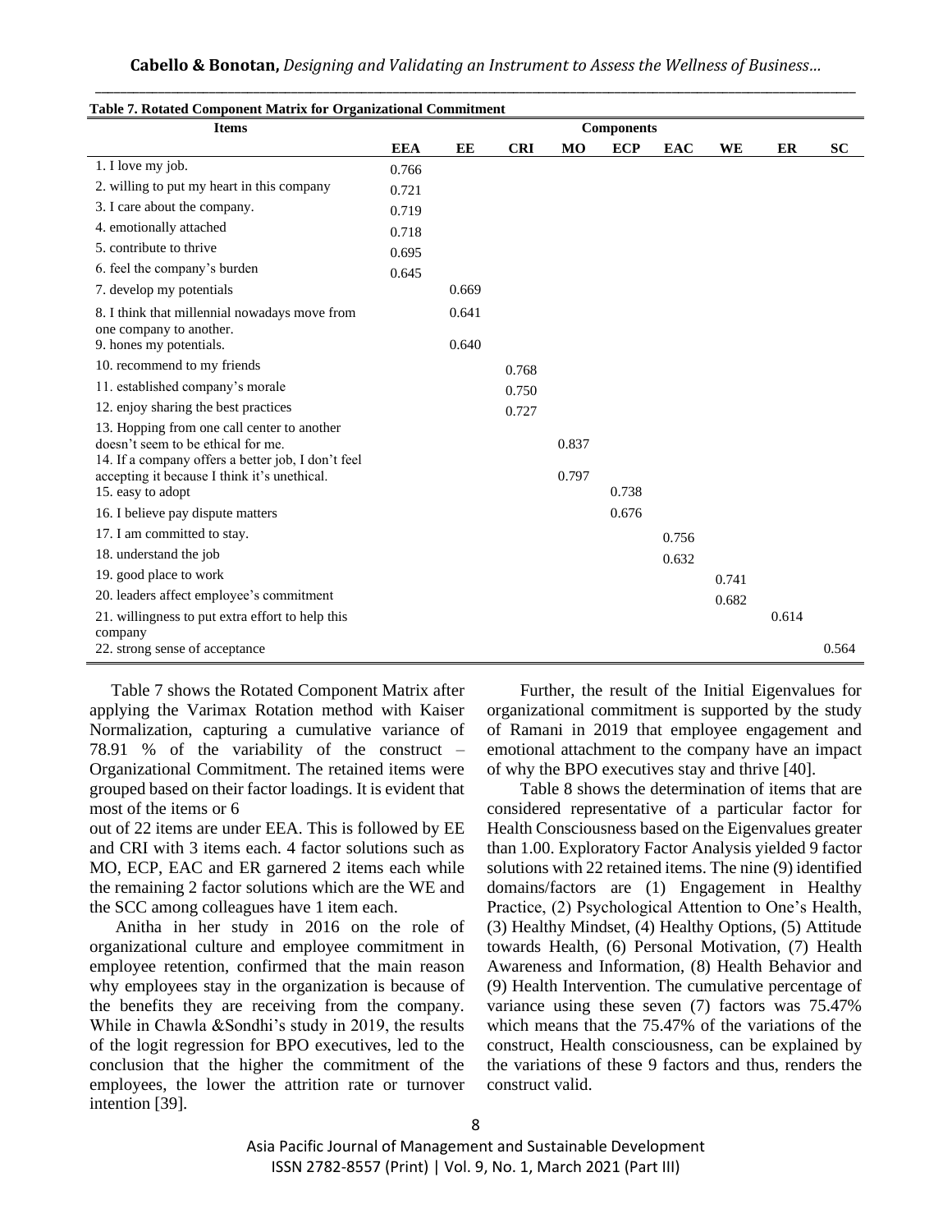**Table 7. Rotated Component Matrix for Organizational Commitment**

| Items | Components | | | | | | | | |
|---|---|---|---|---|---|---|---|---|---|
| | **EEA** | **EE** | **CRI** | **MO** | **ECP** | **EAC** | **WE** | **ER** | **SC** |
| 1. I love my job. | 0.766 | | | | | | | | |
| 2. willing to put my heart in this company | 0.721 | | | | | | | | |
| 3. I care about the company. | 0.719 | | | | | | | | |
| 4. emotionally attached | 0.718 | | | | | | | | |
| 5. contribute to thrive | 0.695 | | | | | | | | |
| 6. feel the company's burden | 0.645 | | | | | | | | |
| 7. develop my potentials | | 0.669 | | | | | | | |
| 8. I think that millennial nowadays move from one company to another. | | 0.641 | | | | | | | |
| 9. hones my potentials. | | 0.640 | | | | | | | |
| 10. recommend to my friends | | | 0.768 | | | | | | |
| 11. established company's morale | | | 0.750 | | | | | | |
| 12. enjoy sharing the best practices | | | 0.727 | | | | | | |
| 13. Hopping from one call center to another doesn't seem to be ethical for me. | | | | 0.837 | | | | | |
| 14. If a company offers a better job, I don't feel accepting it because I think it's unethical. | | | | 0.797 | | | | | |
| 15. easy to adopt | | | | | 0.738 | | | | |
| 16. I believe pay dispute matters | | | | | 0.676 | | | | |
| 17. I am committed to stay. | | | | | | 0.756 | | | |
| 18. understand the job | | | | | | 0.632 | | | |
| 19. good place to work | | | | | | | 0.741 | | |
| 20. leaders affect employee's commitment | | | | | | | 0.682 | | |
| 21. willingness to put extra effort to help this company | | | | | | | | 0.614 | |
| 22. strong sense of acceptance | | | | | | | | | 0.564 |

Table 7 shows the Rotated Component Matrix after applying the Varimax Rotation method with Kaiser Normalization, capturing a cumulative variance of 78.91 % of the variability of the construct – Organizational Commitment. The retained items were grouped based on their factor loadings. It is evident that most of the items or 6 out of 22 items are under EEA. This is followed by EE and CRI with 3 items each. 4 factor solutions such as MO, ECP, EAC and ER garnered 2 items each while the remaining 2 factor solutions which are the WE and the SCC among colleagues have 1 item each.

Anitha in her study in 2016 on the role of organizational culture and employee commitment in employee retention, confirmed that the main reason why employees stay in the organization is because of the benefits they are receiving from the company. While in Chawla &Sondhi's study in 2019, the results of the logit regression for BPO executives, led to the conclusion that the higher the commitment of the employees, the lower the attrition rate or turnover intention [39].

Further, the result of the Initial Eigenvalues for organizational commitment is supported by the study of Ramani in 2019 that employee engagement and emotional attachment to the company have an impact of why the BPO executives stay and thrive [40].

Table 8 shows the determination of items that are considered representative of a particular factor for Health Consciousness based on the Eigenvalues greater than 1.00. Exploratory Factor Analysis yielded 9 factor solutions with 22 retained items. The nine (9) identified domains/factors are (1) Engagement in Healthy Practice, (2) Psychological Attention to One's Health, (3) Healthy Mindset, (4) Healthy Options, (5) Attitude towards Health, (6) Personal Motivation, (7) Health Awareness and Information, (8) Health Behavior and (9) Health Intervention. The cumulative percentage of variance using these seven (7) factors was 75.47% which means that the 75.47% of the variations of the construct, Health consciousness, can be explained by the variations of these 9 factors and thus, renders the construct valid.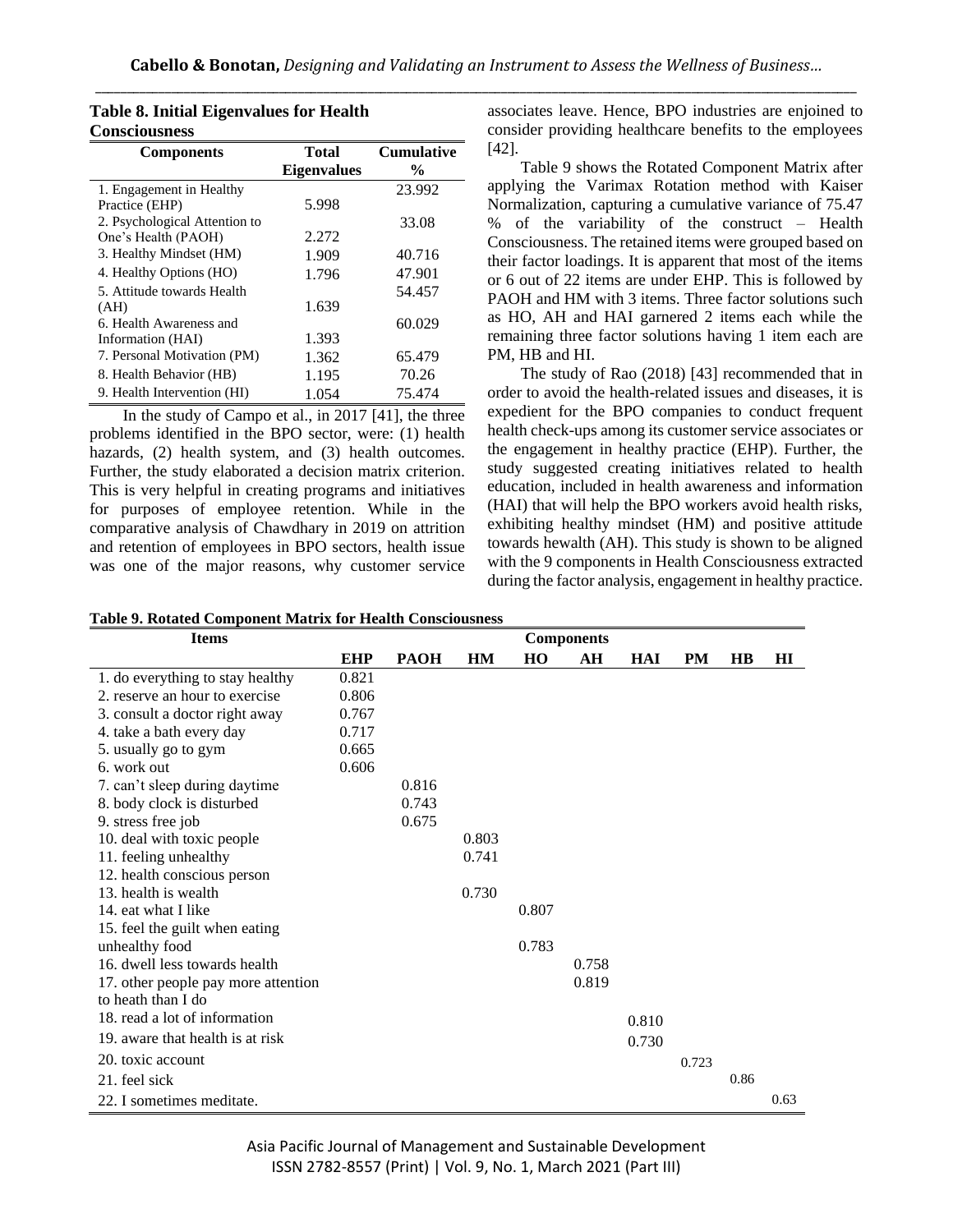**Table 8. Initial Eigenvalues for Health Consciousness**

| Components | Total Eigenvalues | Cumulative % |
|---|---|---|
| 1. Engagement in Healthy Practice (EHP) | 5.998 | 23.992 |
| 2. Psychological Attention to One's Health (PAOH) | 2.272 | 33.08 |
| 3. Healthy Mindset (HM) | 1.909 | 40.716 |
| 4. Healthy Options (HO) | 1.796 | 47.901 |
| 5. Attitude towards Health (AH) | 1.639 | 54.457 |
| 6. Health Awareness and Information (HAI) | 1.393 | 60.029 |
| 7. Personal Motivation (PM) | 1.362 | 65.479 |
| 8. Health Behavior (HB) | 1.195 | 70.26 |
| 9. Health Intervention (HI) | 1.054 | 75.474 |

In the study of Campo et al., in 2017 [41], the three problems identified in the BPO sector, were: (1) health hazards, (2) health system, and (3) health outcomes. Further, the study elaborated a decision matrix criterion. This is very helpful in creating programs and initiatives for purposes of employee retention. While in the comparative analysis of Chawdhary in 2019 on attrition and retention of employees in BPO sectors, health issue was one of the major reasons, why customer service associates leave. Hence, BPO industries are enjoined to consider providing healthcare benefits to the employees [42].

Table 9 shows the Rotated Component Matrix after applying the Varimax Rotation method with Kaiser Normalization, capturing a cumulative variance of 75.47 % of the variability of the construct – Health Consciousness. The retained items were grouped based on their factor loadings. It is apparent that most of the items or 6 out of 22 items are under EHP. This is followed by PAOH and HM with 3 items. Three factor solutions such as HO, AH and HAI garnered 2 items each while the remaining three factor solutions having 1 item each are PM, HB and HI.

The study of Rao (2018) [43] recommended that in order to avoid the health-related issues and diseases, it is expedient for the BPO companies to conduct frequent health check-ups among its customer service associates or the engagement in healthy practice (EHP). Further, the study suggested creating initiatives related to health education, included in health awareness and information (HAI) that will help the BPO workers avoid health risks, exhibiting healthy mindset (HM) and positive attitude towards hewalth (AH). This study is shown to be aligned with the 9 components in Health Consciousness extracted during the factor analysis, engagement in healthy practice.

**Table 9. Rotated Component Matrix for Health Consciousness**

| Items | Components | | | | | | | | |
|---|---|---|---|---|---|---|---|---|---|
| | EHP | PAOH | HM | HO | AH | HAI | PM | HB | HI |
| 1. do everything to stay healthy | 0.821 | | | | | | | | |
| 2. reserve an hour to exercise | 0.806 | | | | | | | | |
| 3. consult a doctor right away | 0.767 | | | | | | | | |
| 4. take a bath every day | 0.717 | | | | | | | | |
| 5. usually go to gym | 0.665 | | | | | | | | |
| 6. work out | 0.606 | | | | | | | | |
| 7. can't sleep during daytime | | 0.816 | | | | | | | |
| 8. body clock is disturbed | | 0.743 | | | | | | | |
| 9. stress free job | | 0.675 | | | | | | | |
| 10. deal with toxic people | | | 0.803 | | | | | | |
| 11. feeling unhealthy | | | 0.741 | | | | | | |
| 12. health conscious person | | | | | | | | | |
| 13. health is wealth | | | 0.730 | | | | | | |
| 14. eat what I like | | | | 0.807 | | | | | |
| 15. feel the guilt when eating unhealthy food | | | | 0.783 | | | | | |
| 16. dwell less towards health | | | | | 0.758 | | | | |
| 17. other people pay more attention to heath than I do | | | | | 0.819 | | | | |
| 18. read a lot of information | | | | | | 0.810 | | | |
| 19. aware that health is at risk | | | | | | 0.730 | | | |
| 20. toxic account | | | | | | | 0.723 | | |
| 21. feel sick | | | | | | | | 0.86 | |
| 22. I sometimes meditate. | | | | | | | | | 0.63 |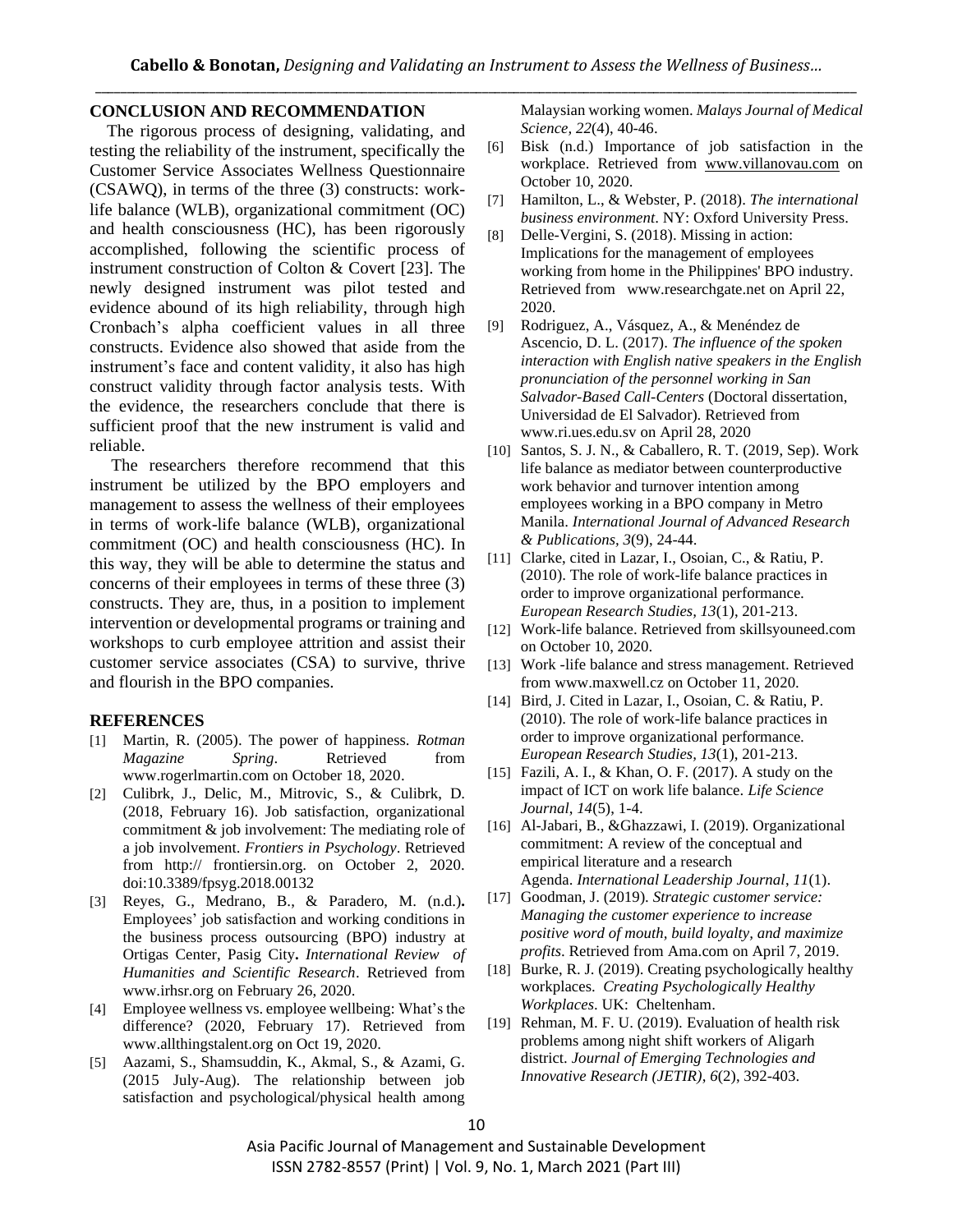## CONCLUSION AND RECOMMENDATION

The rigorous process of designing, validating, and testing the reliability of the instrument, specifically the Customer Service Associates Wellness Questionnaire (CSAWQ), in terms of the three (3) constructs: work-life balance (WLB), organizational commitment (OC) and health consciousness (HC), has been rigorously accomplished, following the scientific process of instrument construction of Colton & Covert [23]. The newly designed instrument was pilot tested and evidence abound of its high reliability, through high Cronbach's alpha coefficient values in all three constructs. Evidence also showed that aside from the instrument's face and content validity, it also has high construct validity through factor analysis tests. With the evidence, the researchers conclude that there is sufficient proof that the new instrument is valid and reliable.

The researchers therefore recommend that this instrument be utilized by the BPO employers and management to assess the wellness of their employees in terms of work-life balance (WLB), organizational commitment (OC) and health consciousness (HC). In this way, they will be able to determine the status and concerns of their employees in terms of these three (3) constructs. They are, thus, in a position to implement intervention or developmental programs or training and workshops to curb employee attrition and assist their customer service associates (CSA) to survive, thrive and flourish in the BPO companies.

## REFERENCES

[1] Martin, R. (2005). The power of happiness. *Rotman Magazine Spring*. Retrieved from www.rogerlmartin.com on October 18, 2020.

[2] Culibrk, J., Delic, M., Mitrovic, S., & Culibrk, D. (2018, February 16). Job satisfaction, organizational commitment & job involvement: The mediating role of a job involvement. *Frontiers in Psychology*. Retrieved from http:// frontiersin.org. on October 2, 2020. doi:10.3389/fpsyg.2018.00132

[3] Reyes, G., Medrano, B., & Paradero, M. (n.d.)**.** Employees' job satisfaction and working conditions in the business process outsourcing (BPO) industry at Ortigas Center, Pasig City**.** *International Review of Humanities and Scientific Research*. Retrieved from www.irhsr.org on February 26, 2020.

[4] Employee wellness vs. employee wellbeing: What's the difference? (2020, February 17). Retrieved from www.allthingstalent.org on Oct 19, 2020.

[5] Aazami, S., Shamsuddin, K., Akmal, S., & Azami, G. (2015 July-Aug). The relationship between job satisfaction and psychological/physical health among Malaysian working women. *Malays Journal of Medical Science, 22*(4), 40-46.

[6] Bisk (n.d.) Importance of job satisfaction in the workplace. Retrieved from www.villanovau.com on October 10, 2020.

[7] Hamilton, L., & Webster, P. (2018). *The international business environment*. NY: Oxford University Press.

[8] Delle-Vergini, S. (2018). Missing in action: Implications for the management of employees working from home in the Philippines' BPO industry. Retrieved from www.researchgate.net on April 22, 2020.

[9] Rodriguez, A., Vásquez, A., & Menéndez de Ascencio, D. L. (2017). *The influence of the spoken interaction with English native speakers in the English pronunciation of the personnel working in San Salvador-Based Call-Centers* (Doctoral dissertation, Universidad de El Salvador). Retrieved from www.ri.ues.edu.sv on April 28, 2020

[10] Santos, S. J. N., & Caballero, R. T. (2019, Sep). Work life balance as mediator between counterproductive work behavior and turnover intention among employees working in a BPO company in Metro Manila. *International Journal of Advanced Research & Publications, 3*(9), 24-44.

[11] Clarke, cited in Lazar, I., Osoian, C., & Ratiu, P. (2010). The role of work-life balance practices in order to improve organizational performance. *European Research Studies, 13*(1), 201-213.

[12] Work-life balance. Retrieved from skillsyouneed.com on October 10, 2020.

[13] Work -life balance and stress management. Retrieved from www.maxwell.cz on October 11, 2020.

[14] Bird, J. Cited in Lazar, I., Osoian, C. & Ratiu, P. (2010). The role of work-life balance practices in order to improve organizational performance. *European Research Studies, 13*(1), 201-213.

[15] Fazili, A. I., & Khan, O. F. (2017). A study on the impact of ICT on work life balance. *Life Science Journal*, *14*(5), 1-4.

[16] Al-Jabari, B., &Ghazzawi, I. (2019). Organizational commitment: A review of the conceptual and empirical literature and a research Agenda. *International Leadership Journal*, *11*(1).

[17] Goodman, J. (2019). *Strategic customer service: Managing the customer experience to increase positive word of mouth, build loyalty, and maximize profits*. Retrieved from Ama.com on April 7, 2019.

[18] Burke, R. J. (2019). Creating psychologically healthy workplaces. *Creating Psychologically Healthy Workplaces*. UK: Cheltenham.

[19] Rehman, M. F. U. (2019). Evaluation of health risk problems among night shift workers of Aligarh district. *Journal of Emerging Technologies and Innovative Research (JETIR)*, *6*(2), 392-403.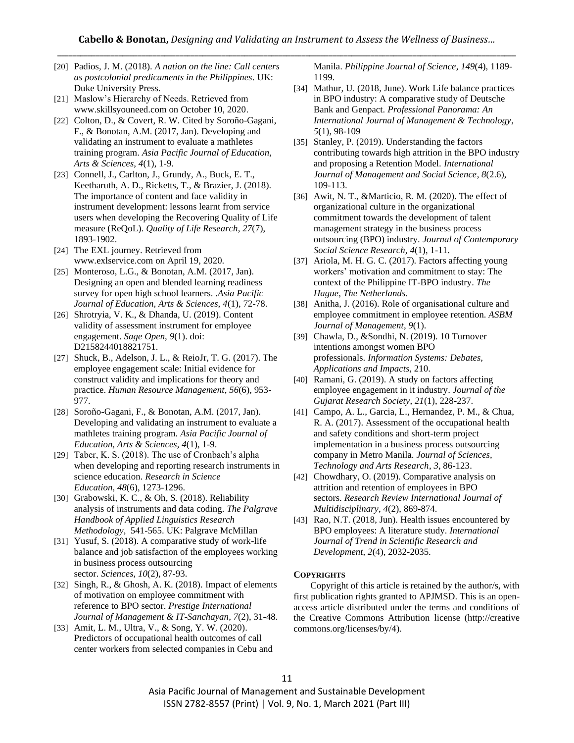[20] Padios, J. M. (2018). *A nation on the line: Call centers as postcolonial predicaments in the Philippines*. UK: Duke University Press.

[21] Maslow's Hierarchy of Needs. Retrieved from www.skillsyouneed.com on October 10, 2020.

[22] Colton, D., & Covert, R. W. Cited by Soroño-Gagani, F., & Bonotan, A.M. (2017, Jan). Developing and validating an instrument to evaluate a mathletes training program. *Asia Pacific Journal of Education, Arts & Sciences, 4*(1), 1-9.

[23] Connell, J., Carlton, J., Grundy, A., Buck, E. T., Keetharuth, A. D., Ricketts, T., & Brazier, J. (2018). The importance of content and face validity in instrument development: lessons learnt from service users when developing the Recovering Quality of Life measure (ReQoL). *Quality of Life Research*, *27*(7), 1893-1902.

[24] The EXL journey. Retrieved from www.exlservice.com on April 19, 2020.

[25] Monteroso, L.G., & Bonotan, A.M. (2017, Jan). Designing an open and blended learning readiness survey for open high school learners. .*Asia Pacific Journal of Education, Arts & Sciences, 4*(1), 72-78.

[26] Shrotryia, V. K., & Dhanda, U. (2019). Content validity of assessment instrument for employee engagement. *Sage Open*, *9*(1). doi: D2158244018821751.

[27] Shuck, B., Adelson, J. L., & ReioJr, T. G. (2017). The employee engagement scale: Initial evidence for construct validity and implications for theory and practice. *Human Resource Management*, *56*(6), 953-977.

[28] Soroño-Gagani, F., & Bonotan, A.M. (2017, Jan). Developing and validating an instrument to evaluate a mathletes training program. *Asia Pacific Journal of Education, Arts & Sciences*, *4*(1), 1-9.

[29] Taber, K. S. (2018). The use of Cronbach's alpha when developing and reporting research instruments in science education. *Research in Science Education*, *48*(6), 1273-1296.

[30] Grabowski, K. C., & Oh, S. (2018). Reliability analysis of instruments and data coding. *The Palgrave Handbook of Applied Linguistics Research Methodology,* 541-565. UK: Palgrave McMillan

[31] Yusuf, S. (2018). A comparative study of work-life balance and job satisfaction of the employees working in business process outsourcing sector. *Sciences*, *10*(2), 87-93.

[32] Singh, R., & Ghosh, A. K. (2018). Impact of elements of motivation on employee commitment with reference to BPO sector. *Prestige International Journal of Management & IT-Sanchayan*, *7*(2), 31-48.

[33] Amit, L. M., Ultra, V., & Song, Y. W. (2020). Predictors of occupational health outcomes of call center workers from selected companies in Cebu and Manila. *Philippine Journal of Science*, *149*(4), 1189-1199.

[34] Mathur, U. (2018, June). Work Life balance practices in BPO industry: A comparative study of Deutsche Bank and Genpact. *Professional Panorama: An International Journal of Management & Technology*, *5*(1), 98-109

[35] Stanley, P. (2019). Understanding the factors contributing towards high attrition in the BPO industry and proposing a Retention Model. *International Journal of Management and Social Science*, *8*(2.6), 109-113.

[36] Awit, N. T., &Marticio, R. M. (2020). The effect of organizational culture in the organizational commitment towards the development of talent management strategy in the business process outsourcing (BPO) industry. *Journal of Contemporary Social Science Research*, *4*(1), 1-11.

[37] Ariola, M. H. G. C. (2017). Factors affecting young workers' motivation and commitment to stay: The context of the Philippine IT-BPO industry. *The Hague, The Netherlands*.

[38] Anitha, J. (2016). Role of organisational culture and employee commitment in employee retention. *ASBM Journal of Management*, *9*(1).

[39] Chawla, D., &Sondhi, N. (2019). 10 Turnover intentions amongst women BPO professionals. *Information Systems: Debates, Applications and Impacts*, 210.

[40] Ramani, G. (2019). A study on factors affecting employee engagement in it industry. *Journal of the Gujarat Research Society*, *21*(1), 228-237.

[41] Campo, A. L., Garcia, L., Hernandez, P. M., & Chua, R. A. (2017). Assessment of the occupational health and safety conditions and short-term project implementation in a business process outsourcing company in Metro Manila. *Journal of Sciences, Technology and Arts Research*, *3*, 86-123.

[42] Chowdhary, O. (2019). Comparative analysis on attrition and retention of employees in BPO sectors. *Research Review International Journal of Multidisciplinary*, *4*(2), 869-874.

[43] Rao, N.T. (2018, Jun). Health issues encountered by BPO employees: A literature study. *International Journal of Trend in Scientific Research and Development, 2*(4), 2032-2035.

**COPYRIGHTS**

Copyright of this article is retained by the author/s, with first publication rights granted to APJMSD. This is an open-access article distributed under the terms and conditions of the Creative Commons Attribution license (http://creative commons.org/licenses/by/4).